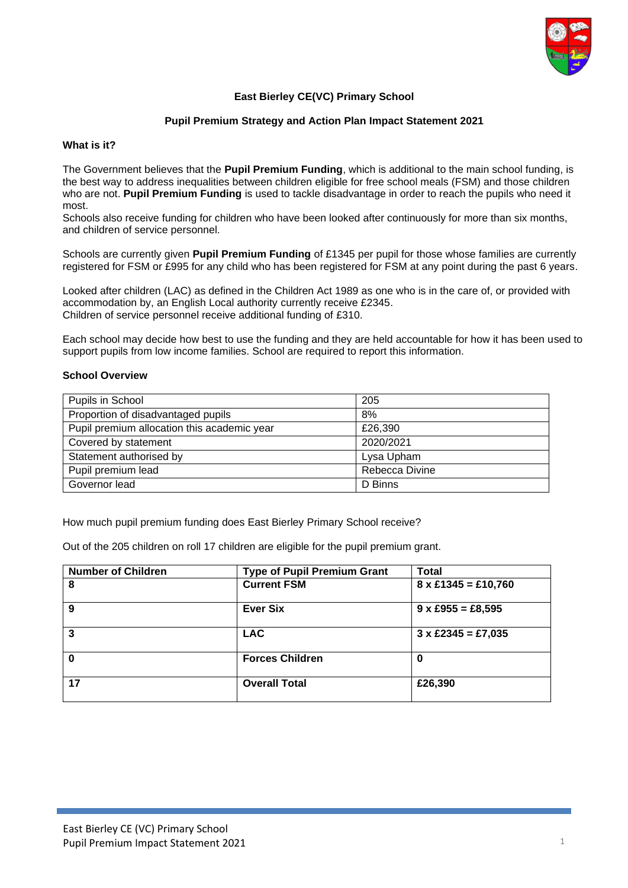**East Bierley CE(VC) Primary School**

**Pupil Premium Strategy and Action Plan Impact Statement 2021**

**What is it?**

The Government believes that the **Pupil Premium Funding**, which is additional to the main school funding, is the best way to address inequalities between children eligible for free school meals (FSM) and those children who are not. **Pupil Premium Funding** is used to tackle disadvantage in order to reach the pupils who need it most.
Schools also receive funding for children who have been looked after continuously for more than six months, and children of service personnel.

Schools are currently given **Pupil Premium Funding** of £1345 per pupil for those whose families are currently registered for FSM or £995 for any child who has been registered for FSM at any point during the past 6 years.

Looked after children (LAC) as defined in the Children Act 1989 as one who is in the care of, or provided with accommodation by, an English Local authority currently receive £2345.
Children of service personnel receive additional funding of £310.

Each school may decide how best to use the funding and they are held accountable for how it has been used to support pupils from low income families. School are required to report this information.

**School Overview**

| | |
|---|---|
| Pupils in School | 205 |
| Proportion of disadvantaged pupils | 8% |
| Pupil premium allocation this academic year | £26,390 |
| Covered by statement | 2020/2021 |
| Statement authorised by | Lysa Upham |
| Pupil premium lead | Rebecca Divine |
| Governor lead | D Binns |

How much pupil premium funding does East Bierley Primary School receive?

Out of the 205 children on roll 17 children are eligible for the pupil premium grant.

| Number of Children | Type of Pupil Premium Grant | Total |
|---|---|---|
| **8** | **Current FSM** | **8 x £1345 = £10,760** |
| **9** | **Ever Six** | **9 x £955 = £8,595** |
| **3** | **LAC** | **3 x £2345 = £7,035** |
| **0** | **Forces Children** | **0** |
| **17** | **Overall Total** | **£26,390** |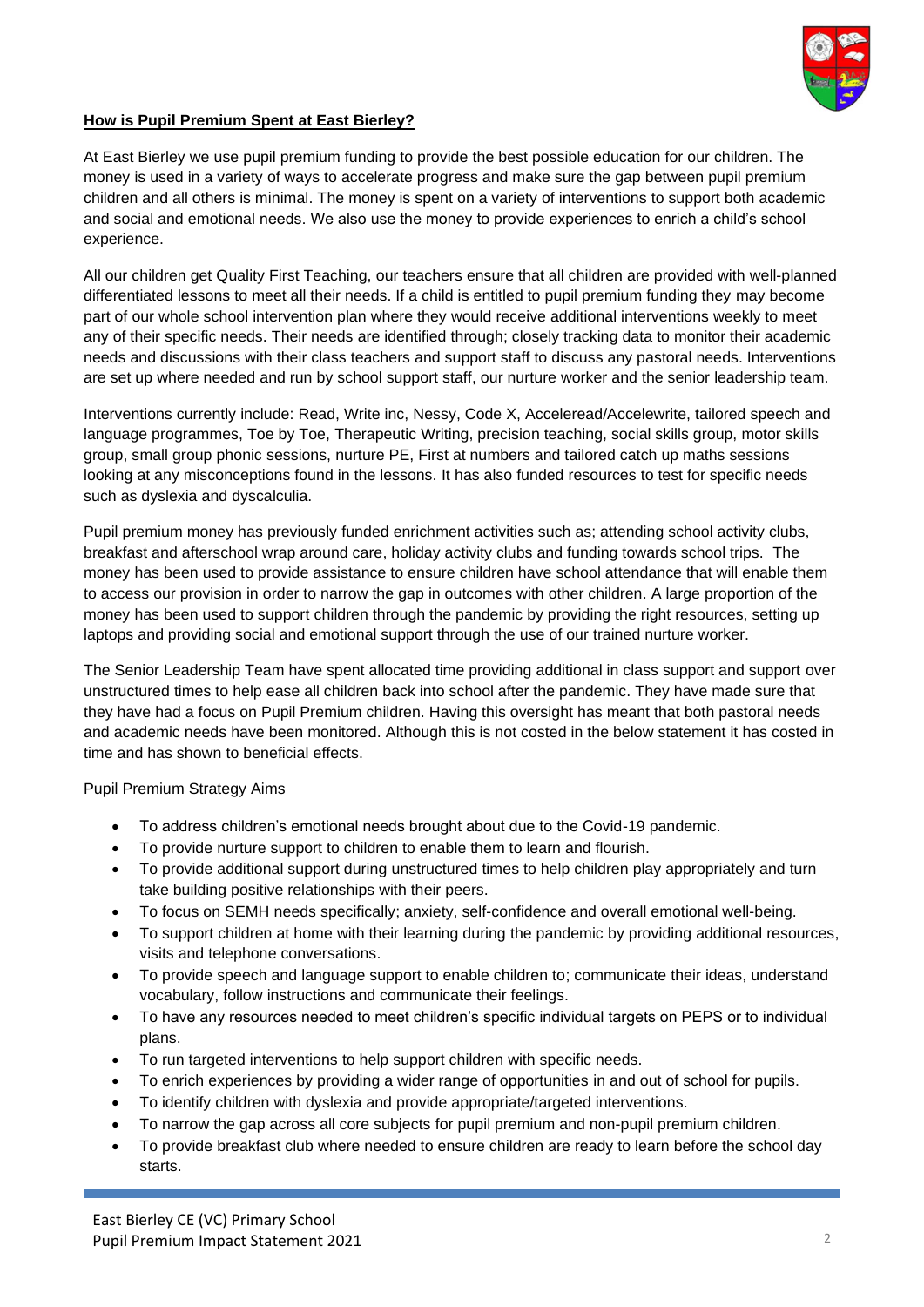## **How is Pupil Premium Spent at East Bierley?**

At East Bierley we use pupil premium funding to provide the best possible education for our children. The money is used in a variety of ways to accelerate progress and make sure the gap between pupil premium children and all others is minimal. The money is spent on a variety of interventions to support both academic and social and emotional needs. We also use the money to provide experiences to enrich a child's school experience.

All our children get Quality First Teaching, our teachers ensure that all children are provided with well-planned differentiated lessons to meet all their needs. If a child is entitled to pupil premium funding they may become part of our whole school intervention plan where they would receive additional interventions weekly to meet any of their specific needs. Their needs are identified through; closely tracking data to monitor their academic needs and discussions with their class teachers and support staff to discuss any pastoral needs. Interventions are set up where needed and run by school support staff, our nurture worker and the senior leadership team.

Interventions currently include: Read, Write inc, Nessy, Code X, Acceleread/Accelewrite, tailored speech and language programmes, Toe by Toe, Therapeutic Writing, precision teaching, social skills group, motor skills group, small group phonic sessions, nurture PE, First at numbers and tailored catch up maths sessions looking at any misconceptions found in the lessons. It has also funded resources to test for specific needs such as dyslexia and dyscalculia.

Pupil premium money has previously funded enrichment activities such as; attending school activity clubs, breakfast and afterschool wrap around care, holiday activity clubs and funding towards school trips. The money has been used to provide assistance to ensure children have school attendance that will enable them to access our provision in order to narrow the gap in outcomes with other children. A large proportion of the money has been used to support children through the pandemic by providing the right resources, setting up laptops and providing social and emotional support through the use of our trained nurture worker.

The Senior Leadership Team have spent allocated time providing additional in class support and support over unstructured times to help ease all children back into school after the pandemic. They have made sure that they have had a focus on Pupil Premium children. Having this oversight has meant that both pastoral needs and academic needs have been monitored. Although this is not costed in the below statement it has costed in time and has shown to beneficial effects.

Pupil Premium Strategy Aims

- To address children's emotional needs brought about due to the Covid-19 pandemic.
- To provide nurture support to children to enable them to learn and flourish.
- To provide additional support during unstructured times to help children play appropriately and turn take building positive relationships with their peers.
- To focus on SEMH needs specifically; anxiety, self-confidence and overall emotional well-being.
- To support children at home with their learning during the pandemic by providing additional resources, visits and telephone conversations.
- To provide speech and language support to enable children to; communicate their ideas, understand vocabulary, follow instructions and communicate their feelings.
- To have any resources needed to meet children's specific individual targets on PEPS or to individual plans.
- To run targeted interventions to help support children with specific needs.
- To enrich experiences by providing a wider range of opportunities in and out of school for pupils.
- To identify children with dyslexia and provide appropriate/targeted interventions.
- To narrow the gap across all core subjects for pupil premium and non-pupil premium children.
- To provide breakfast club where needed to ensure children are ready to learn before the school day starts.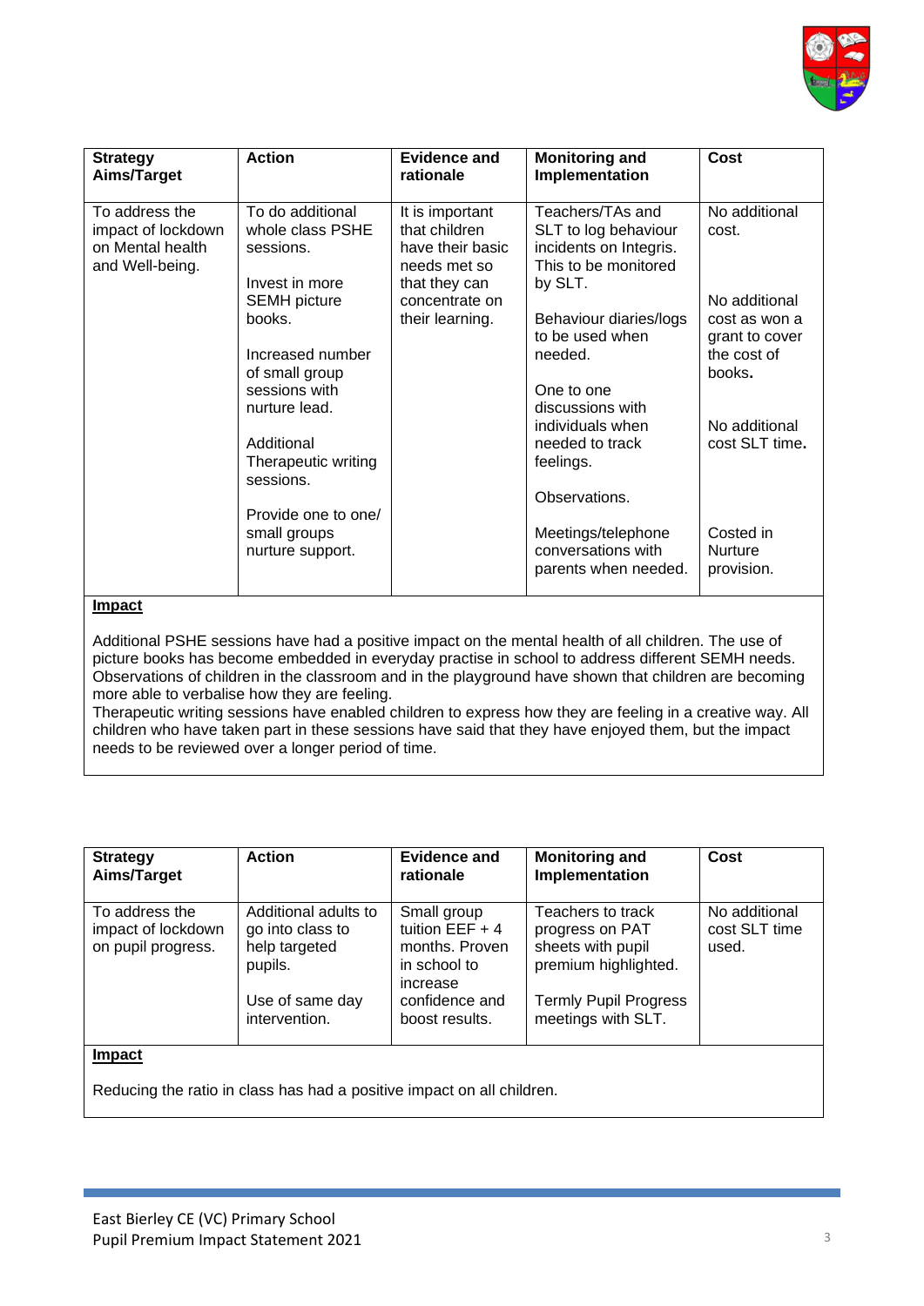| Strategy Aims/Target | Action | Evidence and rationale | Monitoring and Implementation | Cost |
|---|---|---|---|---|
| To address the impact of lockdown on Mental health and Well-being. | To do additional whole class PSHE sessions.<br><br>Invest in more SEMH picture books.<br><br>Increased number of small group sessions with nurture lead.<br><br>Additional Therapeutic writing sessions.<br><br>Provide one to one/ small groups nurture support. | It is important that children have their basic needs met so that they can concentrate on their learning. | Teachers/TAs and SLT to log behaviour incidents on Integris. This to be monitored by SLT.<br><br>Behaviour diaries/logs to be used when needed.<br><br>One to one discussions with individuals when needed to track feelings.<br><br>Observations.<br><br>Meetings/telephone conversations with parents when needed. | No additional cost.<br><br>No additional cost as won a grant to cover the cost of books.<br><br>No additional cost SLT time.<br><br>Costed in Nurture provision. |

**Impact**

Additional PSHE sessions have had a positive impact on the mental health of all children. The use of picture books has become embedded in everyday practise in school to address different SEMH needs. Observations of children in the classroom and in the playground have shown that children are becoming more able to verbalise how they are feeling.
Therapeutic writing sessions have enabled children to express how they are feeling in a creative way. All children who have taken part in these sessions have said that they have enjoyed them, but the impact needs to be reviewed over a longer period of time.

| Strategy Aims/Target | Action | Evidence and rationale | Monitoring and Implementation | Cost |
|---|---|---|---|---|
| To address the impact of lockdown on pupil progress. | Additional adults to go into class to help targeted pupils.<br><br>Use of same day intervention. | Small group tuition EEF + 4 months. Proven in school to increase confidence and boost results. | Teachers to track progress on PAT sheets with pupil premium highlighted.<br><br>Termly Pupil Progress meetings with SLT. | No additional cost SLT time used. |

**Impact**

Reducing the ratio in class has had a positive impact on all children.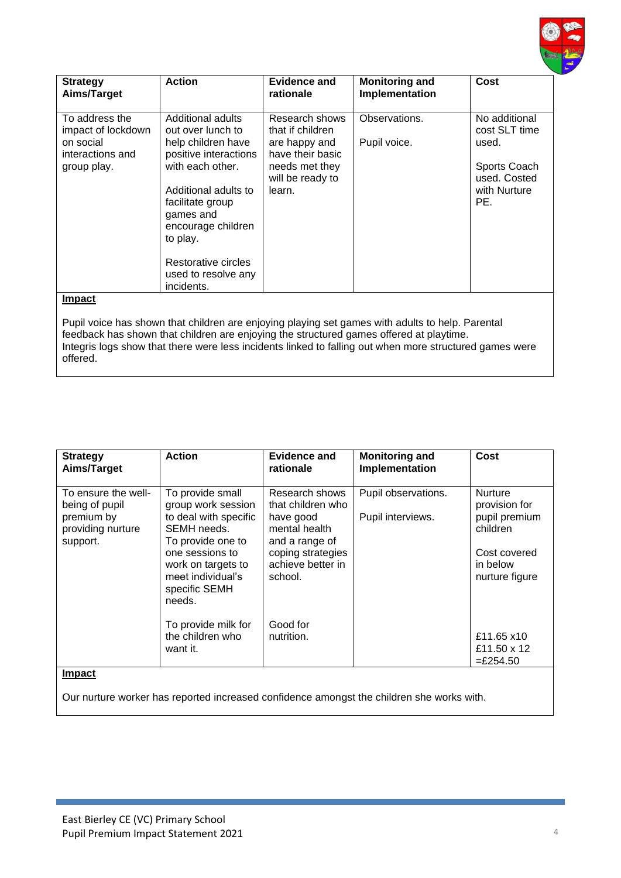| Strategy Aims/Target | Action | Evidence and rationale | Monitoring and Implementation | Cost |
|---|---|---|---|---|
| To address the impact of lockdown on social interactions and group play. | Additional adults out over lunch to help children have positive interactions with each other.<br><br>Additional adults to facilitate group games and encourage children to play.<br><br>Restorative circles used to resolve any incidents. | Research shows that if children are happy and have their basic needs met they will be ready to learn. | Observations.<br><br>Pupil voice. | No additional cost SLT time used.<br><br>Sports Coach used. Costed with Nurture PE. |

**Impact**

Pupil voice has shown that children are enjoying playing set games with adults to help. Parental feedback has shown that children are enjoying the structured games offered at playtime. Integris logs show that there were less incidents linked to falling out when more structured games were offered.

| Strategy Aims/Target | Action | Evidence and rationale | Monitoring and Implementation | Cost |
|---|---|---|---|---|
| To ensure the well-being of pupil premium by providing nurture support. | To provide small group work session to deal with specific SEMH needs. To provide one to one sessions to work on targets to meet individual's specific SEMH needs.<br><br>To provide milk for the children who want it. | Research shows that children who have good mental health and a range of coping strategies achieve better in school.<br><br>Good for nutrition. | Pupil observations.<br><br>Pupil interviews. | Nurture provision for pupil premium children<br><br>Cost covered in below nurture figure<br><br>£11.65 x10<br>£11.50 x 12<br>=£254.50 |

**Impact**

Our nurture worker has reported increased confidence amongst the children she works with.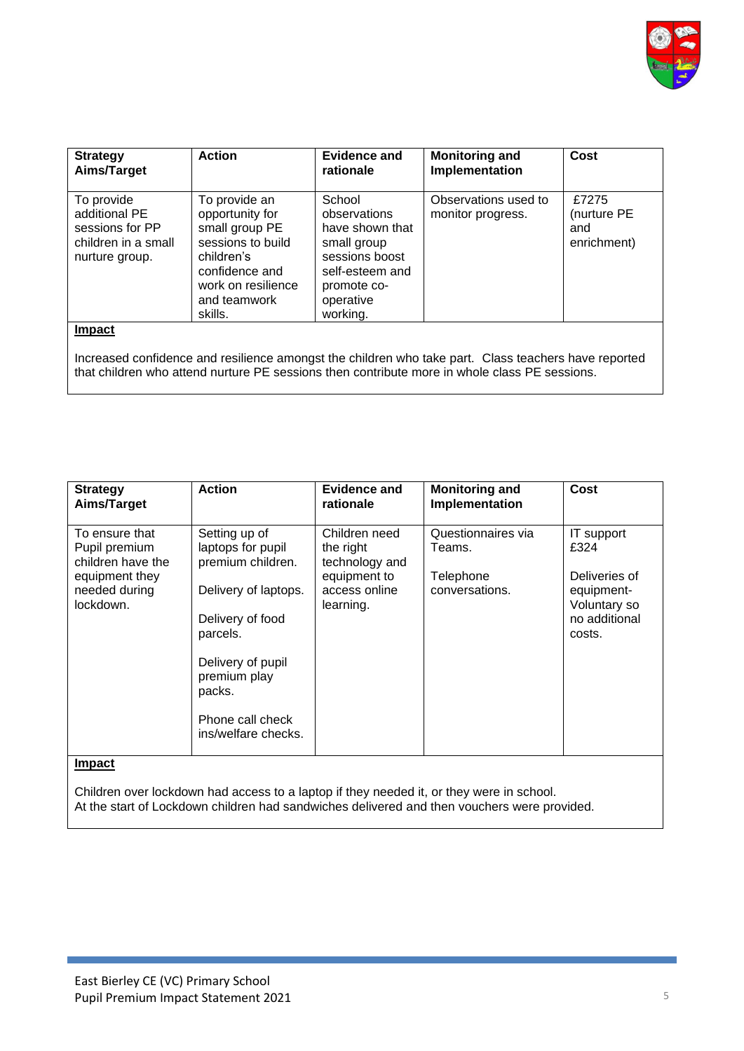| Strategy Aims/Target | Action | Evidence and rationale | Monitoring and Implementation | Cost |
|---|---|---|---|---|
| To provide additional PE sessions for PP children in a small nurture group. | To provide an opportunity for small group PE sessions to build children's confidence and work on resilience and teamwork skills. | School observations have shown that small group sessions boost self-esteem and promote co-operative working. | Observations used to monitor progress. | £7275 (nurture PE and enrichment) |

**Impact**

Increased confidence and resilience amongst the children who take part. Class teachers have reported that children who attend nurture PE sessions then contribute more in whole class PE sessions.

| Strategy Aims/Target | Action | Evidence and rationale | Monitoring and Implementation | Cost |
|---|---|---|---|---|
| To ensure that Pupil premium children have the equipment they needed during lockdown. | Setting up of laptops for pupil premium children.<br><br>Delivery of laptops.<br><br>Delivery of food parcels.<br><br>Delivery of pupil premium play packs.<br><br>Phone call check ins/welfare checks. | Children need the right technology and equipment to access online learning. | Questionnaires via Teams.<br><br>Telephone conversations. | IT support £324<br><br>Deliveries of equipment- Voluntary so no additional costs. |

**Impact**

Children over lockdown had access to a laptop if they needed it, or they were in school.
At the start of Lockdown children had sandwiches delivered and then vouchers were provided.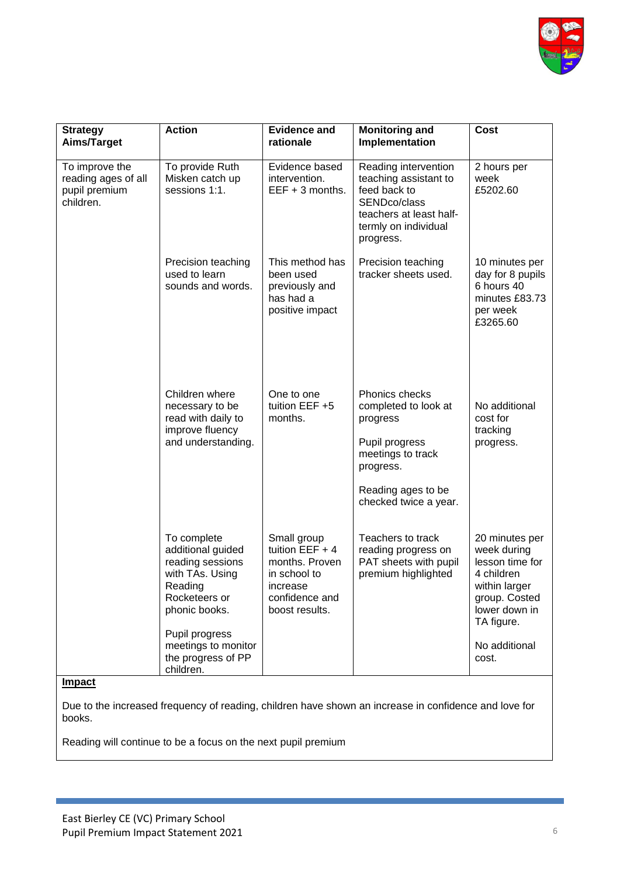| Strategy Aims/Target | Action | Evidence and rationale | Monitoring and Implementation | Cost |
|---|---|---|---|---|
| To improve the reading ages of all pupil premium children. | To provide Ruth Misken catch up sessions 1:1. | Evidence based intervention. EEF + 3 months. | Reading intervention teaching assistant to feed back to SENDco/class teachers at least half-termly on individual progress. | 2 hours per week £5202.60 |
| | Precision teaching used to learn sounds and words. | This method has been used previously and has had a positive impact | Precision teaching tracker sheets used. | 10 minutes per day for 8 pupils 6 hours 40 minutes £83.73 per week £3265.60 |
| | Children where necessary to be read with daily to improve fluency and understanding. | One to one tuition EEF +5 months. | Phonics checks completed to look at progress<br><br>Pupil progress meetings to track progress.<br><br>Reading ages to be checked twice a year. | No additional cost for tracking progress. |
| | To complete additional guided reading sessions with TAs. Using Reading Rocketeers or phonic books.<br><br>Pupil progress meetings to monitor the progress of PP children. | Small group tuition EEF + 4 months. Proven in school to increase confidence and boost results. | Teachers to track reading progress on PAT sheets with pupil premium highlighted | 20 minutes per week during lesson time for 4 children within larger group. Costed lower down in TA figure.<br><br>No additional cost. |

**Impact**

Due to the increased frequency of reading, children have shown an increase in confidence and love for books.

Reading will continue to be a focus on the next pupil premium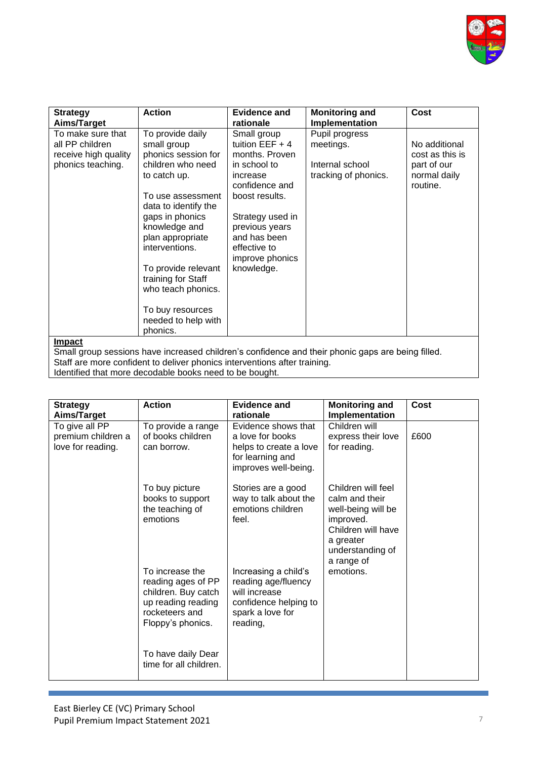| Strategy Aims/Target | Action | Evidence and rationale | Monitoring and Implementation | Cost |
|---|---|---|---|---|
| To make sure that all PP children receive high quality phonics teaching. | To provide daily small group phonics session for children who need to catch up.<br><br>To use assessment data to identify the gaps in phonics knowledge and plan appropriate interventions.<br><br>To provide relevant training for Staff who teach phonics.<br><br>To buy resources needed to help with phonics. | Small group tuition EEF + 4 months. Proven in school to increase confidence and boost results.<br><br>Strategy used in previous years and has been effective to improve phonics knowledge. | Pupil progress meetings.<br><br>Internal school tracking of phonics. | No additional cost as this is part of our normal daily routine. |

**Impact**

Small group sessions have increased children's confidence and their phonic gaps are being filled.
Staff are more confident to deliver phonics interventions after training.
Identified that more decodable books need to be bought.

| Strategy Aims/Target | Action | Evidence and rationale | Monitoring and Implementation | Cost |
|---|---|---|---|---|
| To give all PP premium children a love for reading. | To provide a range of books children can borrow.<br><br>To buy picture books to support the teaching of emotions<br><br>To increase the reading ages of PP children. Buy catch up reading reading rocketeers and Floppy's phonics.<br><br>To have daily Dear time for all children. | Evidence shows that a love for books helps to create a love for learning and improves well-being.<br><br>Stories are a good way to talk about the emotions children feel.<br><br>Increasing a child's reading age/fluency will increase confidence helping to spark a love for reading, | Children will express their love for reading.<br><br>Children will feel calm and their well-being will be improved. Children will have a greater understanding of a range of emotions. | £600 |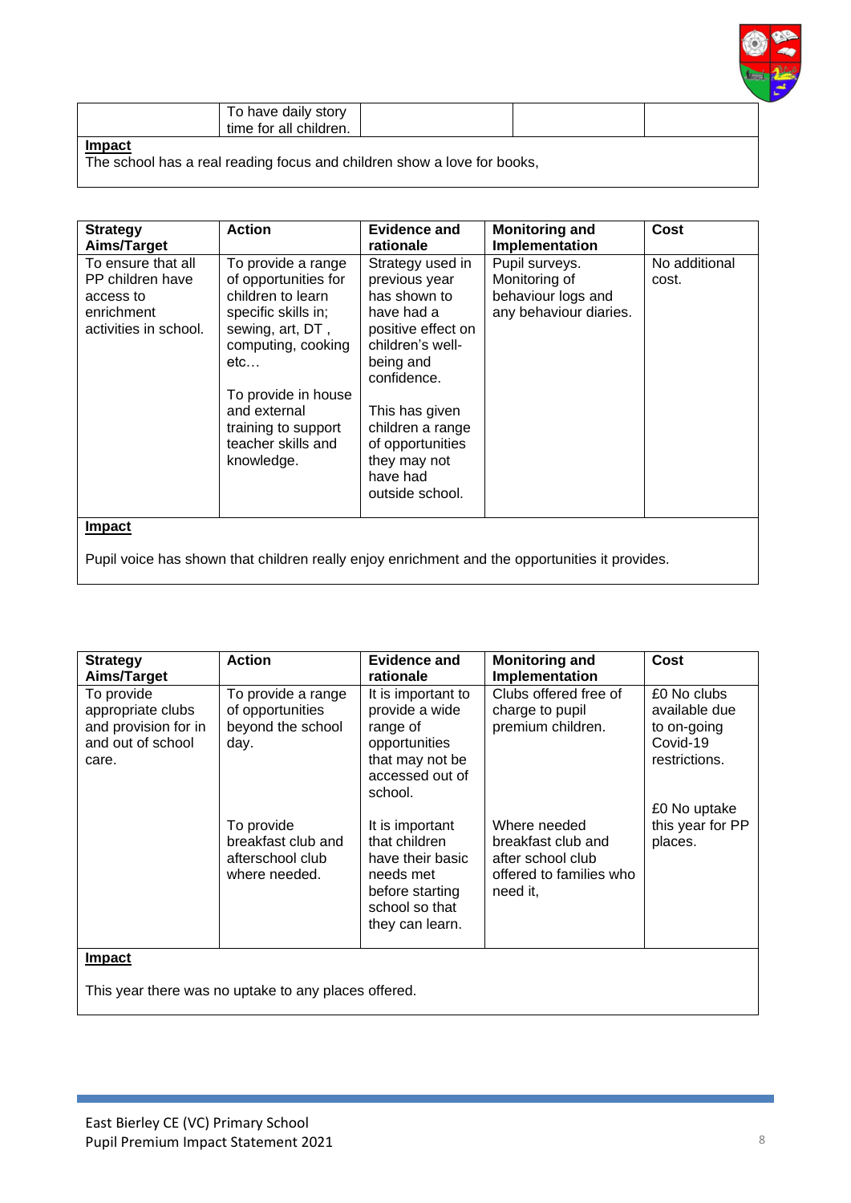| | | | | |
|---|---|---|---|---|
| | To have daily story time for all children. | | | |

**Impact**
The school has a real reading focus and children show a love for books,

| Strategy Aims/Target | Action | Evidence and rationale | Monitoring and Implementation | Cost |
|---|---|---|---|---|
| To ensure that all PP children have access to enrichment activities in school. | To provide a range of opportunities for children to learn specific skills in; sewing, art, DT , computing, cooking etc…<br><br>To provide in house and external training to support teacher skills and knowledge. | Strategy used in previous year has shown to have had a positive effect on children's well-being and confidence.<br><br>This has given children a range of opportunities they may not have had outside school. | Pupil surveys. Monitoring of behaviour logs and any behaviour diaries. | No additional cost. |

**Impact**

Pupil voice has shown that children really enjoy enrichment and the opportunities it provides.

| Strategy Aims/Target | Action | Evidence and rationale | Monitoring and Implementation | Cost |
|---|---|---|---|---|
| To provide appropriate clubs and provision for in and out of school care. | To provide a range of opportunities beyond the school day. | It is important to provide a wide range of opportunities that may not be accessed out of school. | Clubs offered free of charge to pupil premium children. | £0 No clubs available due to on-going Covid-19 restrictions. |
| | To provide breakfast club and afterschool club where needed. | It is important that children have their basic needs met before starting school so that they can learn. | Where needed breakfast club and after school club offered to families who need it, | £0 No uptake this year for PP places. |

**Impact**

This year there was no uptake to any places offered.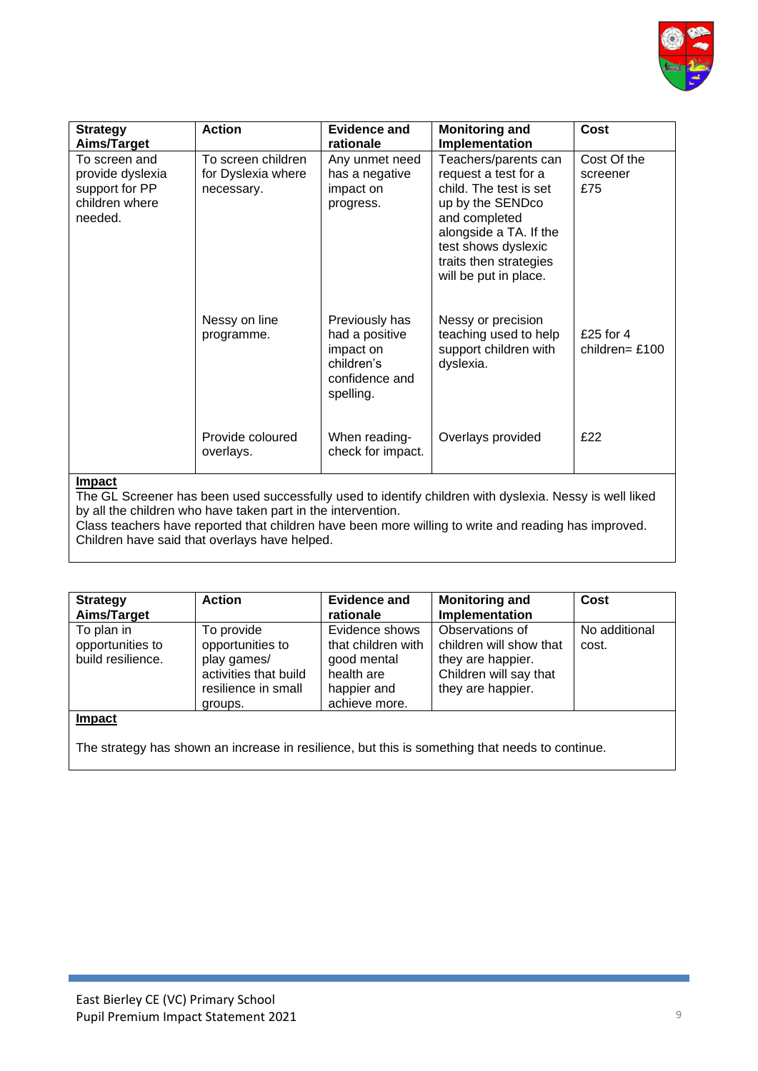| Strategy Aims/Target | Action | Evidence and rationale | Monitoring and Implementation | Cost |
| --- | --- | --- | --- | --- |
| To screen and provide dyslexia support for PP children where needed. | To screen children for Dyslexia where necessary. | Any unmet need has a negative impact on progress. | Teachers/parents can request a test for a child. The test is set up by the SENDco and completed alongside a TA. If the test shows dyslexic traits then strategies will be put in place. | Cost Of the screener £75 |
| | Nessy on line programme. | Previously has had a positive impact on children's confidence and spelling. | Nessy or precision teaching used to help support children with dyslexia. | £25 for 4 children= £100 |
| | Provide coloured overlays. | When reading- check for impact. | Overlays provided | £22 |

**Impact**

The GL Screener has been used successfully used to identify children with dyslexia. Nessy is well liked by all the children who have taken part in the intervention.

Class teachers have reported that children have been more willing to write and reading has improved. Children have said that overlays have helped.

| Strategy Aims/Target | Action | Evidence and rationale | Monitoring and Implementation | Cost |
| --- | --- | --- | --- | --- |
| To plan in opportunities to build resilience. | To provide opportunities to play games/ activities that build resilience in small groups. | Evidence shows that children with good mental health are happier and achieve more. | Observations of children will show that they are happier. Children will say that they are happier. | No additional cost. |

**Impact**

The strategy has shown an increase in resilience, but this is something that needs to continue.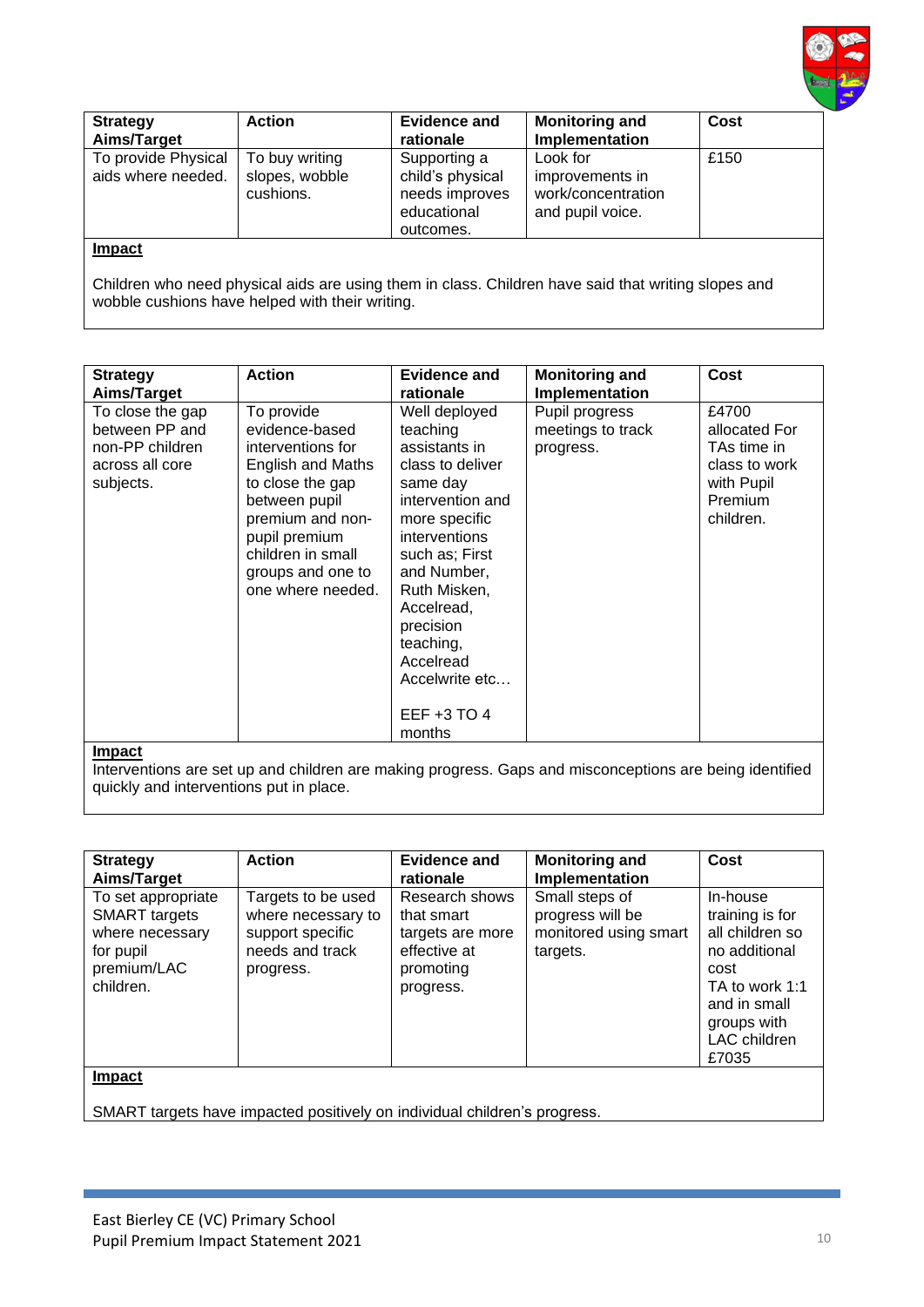| Strategy Aims/Target | Action | Evidence and rationale | Monitoring and Implementation | Cost |
|---|---|---|---|---|
| To provide Physical aids where needed. | To buy writing slopes, wobble cushions. | Supporting a child's physical needs improves educational outcomes. | Look for improvements in work/concentration and pupil voice. | £150 |

**Impact**

Children who need physical aids are using them in class. Children have said that writing slopes and wobble cushions have helped with their writing.

| Strategy Aims/Target | Action | Evidence and rationale | Monitoring and Implementation | Cost |
|---|---|---|---|---|
| To close the gap between PP and non-PP children across all core subjects. | To provide evidence-based interventions for English and Maths to close the gap between pupil premium and non-pupil premium children in small groups and one to one where needed. | Well deployed teaching assistants in class to deliver same day intervention and more specific interventions such as; First and Number, Ruth Misken, Accelread, precision teaching, Accelread Accelwrite etc…<br><br>EEF +3 TO 4 months | Pupil progress meetings to track progress. | £4700 allocated For TAs time in class to work with Pupil Premium children. |

**Impact**

Interventions are set up and children are making progress. Gaps and misconceptions are being identified quickly and interventions put in place.

| Strategy Aims/Target | Action | Evidence and rationale | Monitoring and Implementation | Cost |
|---|---|---|---|---|
| To set appropriate SMART targets where necessary for pupil premium/LAC children. | Targets to be used where necessary to support specific needs and track progress. | Research shows that smart targets are more effective at promoting progress. | Small steps of progress will be monitored using smart targets. | In-house training is for all children so no additional cost<br>TA to work 1:1 and in small groups with LAC children £7035 |

**Impact**

SMART targets have impacted positively on individual children's progress.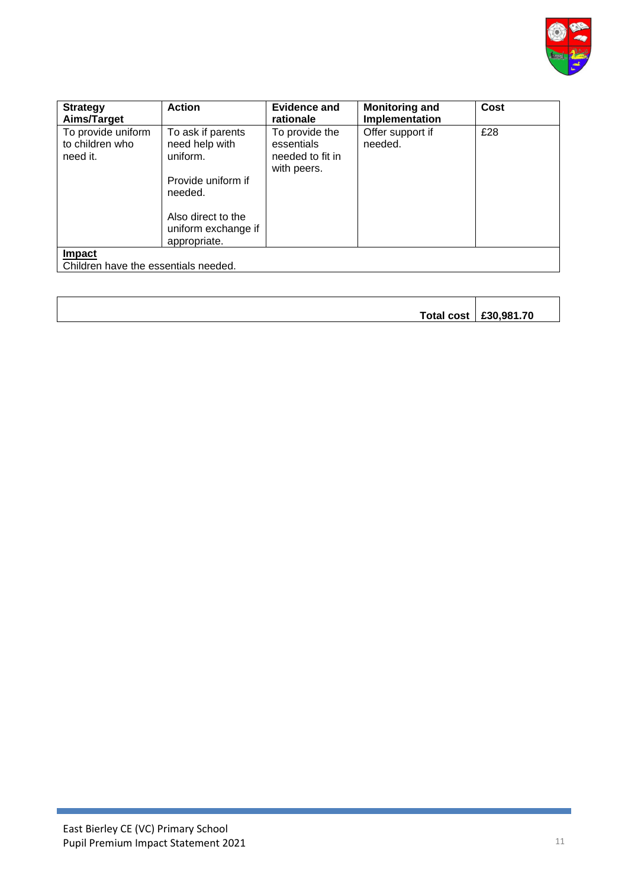| Strategy Aims/Target | Action | Evidence and rationale | Monitoring and Implementation | Cost |
|---|---|---|---|---|
| To provide uniform to children who need it. | To ask if parents need help with uniform.<br><br>Provide uniform if needed.<br><br>Also direct to the uniform exchange if appropriate. | To provide the essentials needed to fit in with peers. | Offer support if needed. | £28 |
| **Impact**<br>Children have the essentials needed. | | | | |

| | |
|---|---|
| **Total cost** | **£30,981.70** |